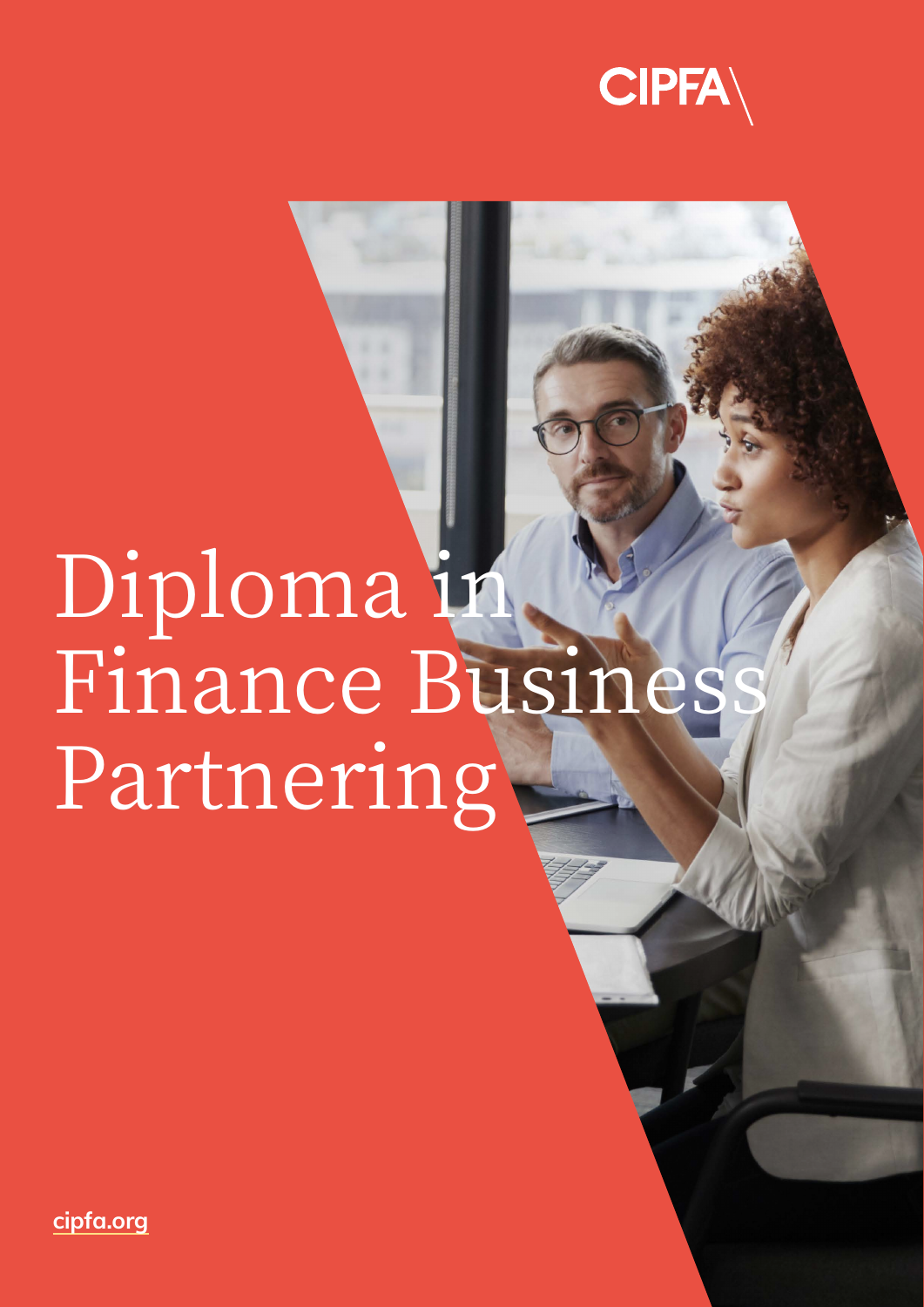CIPFA

# Diploma in Finance Business Partnering

cipfa.org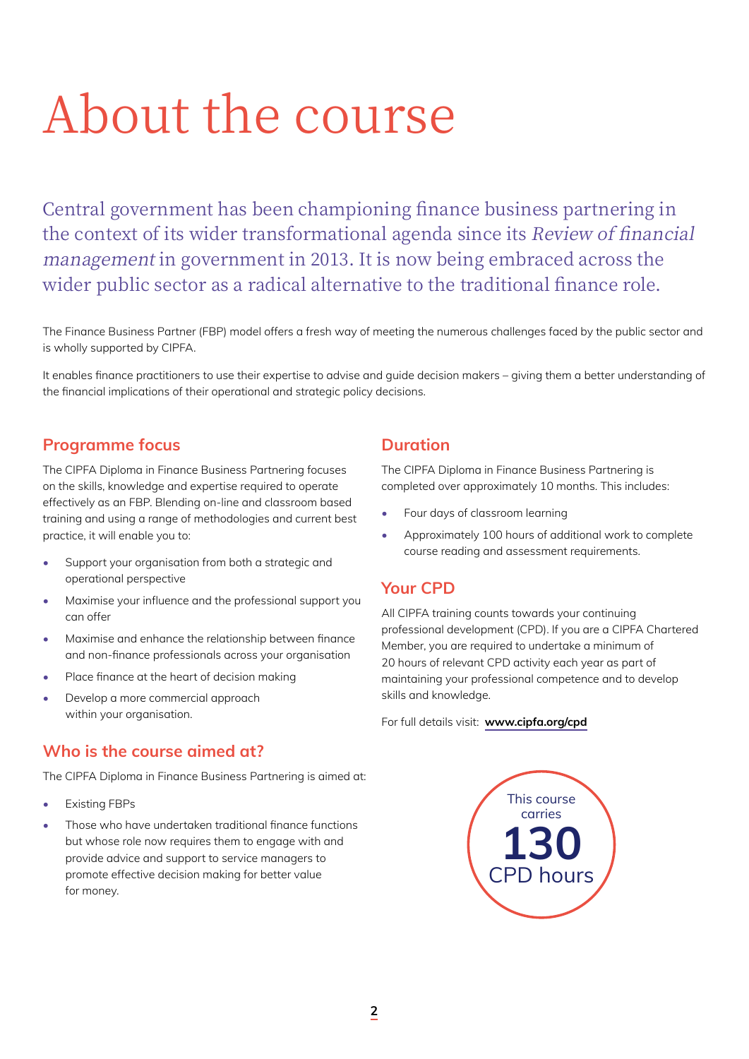# About the course

Central government has been championing finance business partnering in the context of its wider transformational agenda since its *Review of financial management* in government in 2013. It is now being embraced across the wider public sector as a radical alternative to the traditional finance role.

The Finance Business Partner (FBP) model offers a fresh way of meeting the numerous challenges faced by the public sector and is wholly supported by CIPFA.

It enables finance practitioners to use their expertise to advise and guide decision makers – giving them a better understanding of the financial implications of their operational and strategic policy decisions.

## Programme focus

The CIPFA Diploma in Finance Business Partnering focuses on the skills, knowledge and expertise required to operate effectively as an FBP. Blending on-line and classroom based training and using a range of methodologies and current best practice, it will enable you to:

- Support your organisation from both a strategic and operational perspective
- Maximise your influence and the professional support you can offer
- Maximise and enhance the relationship between finance and non-finance professionals across your organisation
- Place finance at the heart of decision making
- Develop a more commercial approach within your organisation.

## Who is the course aimed at?

The CIPFA Diploma in Finance Business Partnering is aimed at:

- Existing FBPs
- Those who have undertaken traditional finance functions but whose role now requires them to engage with and provide advice and support to service managers to promote effective decision making for better value for money.

## Duration

The CIPFA Diploma in Finance Business Partnering is completed over approximately 10 months. This includes:

- Four days of classroom learning
- Approximately 100 hours of additional work to complete course reading and assessment requirements.

## Your CPD

All CIPFA training counts towards your continuing professional development (CPD). If you are a CIPFA Chartered Member, you are required to undertake a minimum of 20 hours of relevant CPD activity each year as part of maintaining your professional competence and to develop skills and knowledge.

For full details visit: **www.cipfa.org/cpd**

This course carries **130** CPD hours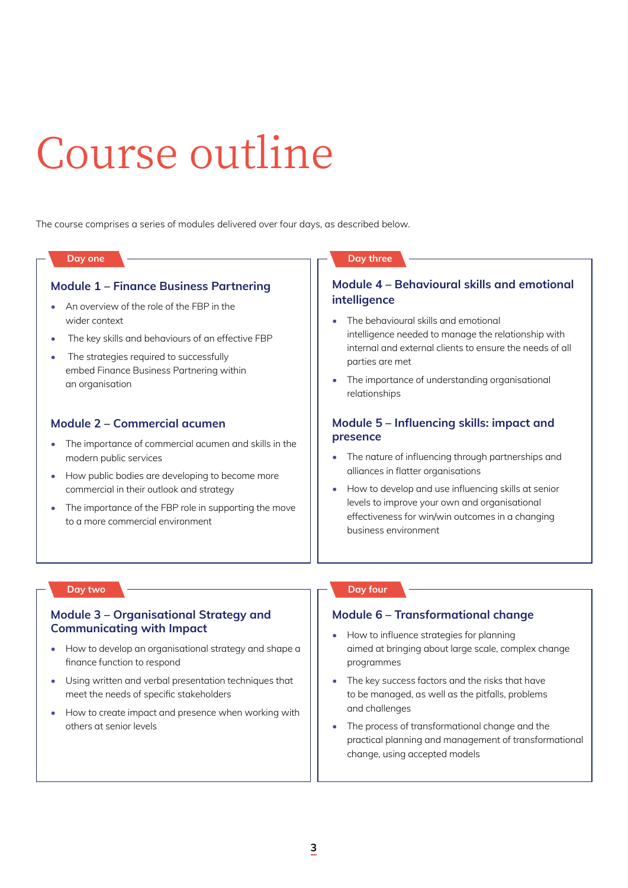# Course outline

The course comprises a series of modules delivered over four days, as described below.

## Day one

### Module 1 – Finance Business Partnering

- An overview of the role of the FBP in the wider context
- The key skills and behaviours of an effective FBP
- The strategies required to successfully embed Finance Business Partnering within an organisation

### Module 2 – Commercial acumen

- The importance of commercial acumen and skills in the modern public services
- How public bodies are developing to become more commercial in their outlook and strategy
- The importance of the FBP role in supporting the move to a more commercial environment

## Day two

### Module 3 – Organisational Strategy and Communicating with Impact

- How to develop an organisational strategy and shape a finance function to respond
- Using written and verbal presentation techniques that meet the needs of specific stakeholders
- How to create impact and presence when working with others at senior levels

## Day three

### Module 4 – Behavioural skills and emotional intelligence

- The behavioural skills and emotional intelligence needed to manage the relationship with internal and external clients to ensure the needs of all parties are met
- The importance of understanding organisational relationships

### Module 5 – Influencing skills: impact and presence

- The nature of influencing through partnerships and alliances in flatter organisations
- How to develop and use influencing skills at senior levels to improve your own and organisational effectiveness for win/win outcomes in a changing business environment

## Day four

### Module 6 – Transformational change

- How to influence strategies for planning aimed at bringing about large scale, complex change programmes
- The key success factors and the risks that have to be managed, as well as the pitfalls, problems and challenges
- The process of transformational change and the practical planning and management of transformational change, using accepted models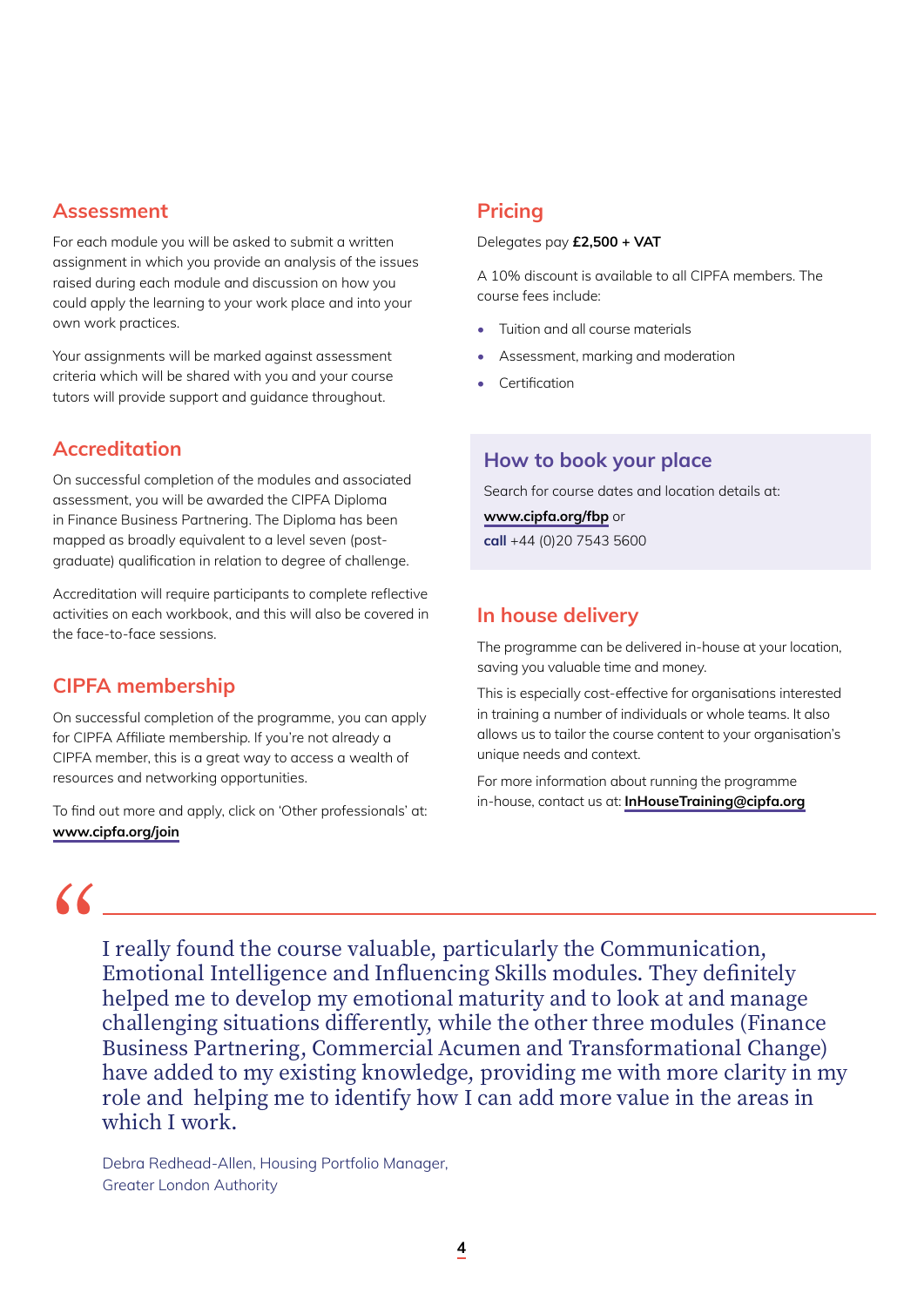## Assessment

For each module you will be asked to submit a written assignment in which you provide an analysis of the issues raised during each module and discussion on how you could apply the learning to your work place and into your own work practices.

Your assignments will be marked against assessment criteria which will be shared with you and your course tutors will provide support and guidance throughout.

## Accreditation

On successful completion of the modules and associated assessment, you will be awarded the CIPFA Diploma in Finance Business Partnering. The Diploma has been mapped as broadly equivalent to a level seven (post-graduate) qualification in relation to degree of challenge.

Accreditation will require participants to complete reflective activities on each workbook, and this will also be covered in the face-to-face sessions.

## CIPFA membership

On successful completion of the programme, you can apply for CIPFA Affiliate membership. If you're not already a CIPFA member, this is a great way to access a wealth of resources and networking opportunities.

To find out more and apply, click on 'Other professionals' at: **www.cipfa.org/join**

## Pricing

Delegates pay **£2,500 + VAT**

A 10% discount is available to all CIPFA members. The course fees include:

- Tuition and all course materials
- Assessment, marking and moderation
- Certification

## How to book your place

Search for course dates and location details at:

**www.cipfa.org/fbp** or

**call** +44 (0)20 7543 5600

## In house delivery

The programme can be delivered in-house at your location, saving you valuable time and money.

This is especially cost-effective for organisations interested in training a number of individuals or whole teams. It also allows us to tailor the course content to your organisation's unique needs and context.

For more information about running the programme in-house, contact us at: **InHouseTraining@cipfa.org**

> "I really found the course valuable, particularly the Communication, Emotional Intelligence and Influencing Skills modules. They definitely helped me to develop my emotional maturity and to look at and manage challenging situations differently, while the other three modules (Finance Business Partnering, Commercial Acumen and Transformational Change) have added to my existing knowledge, providing me with more clarity in my role and helping me to identify how I can add more value in the areas in which I work.
>
> Debra Redhead-Allen, Housing Portfolio Manager, Greater London Authority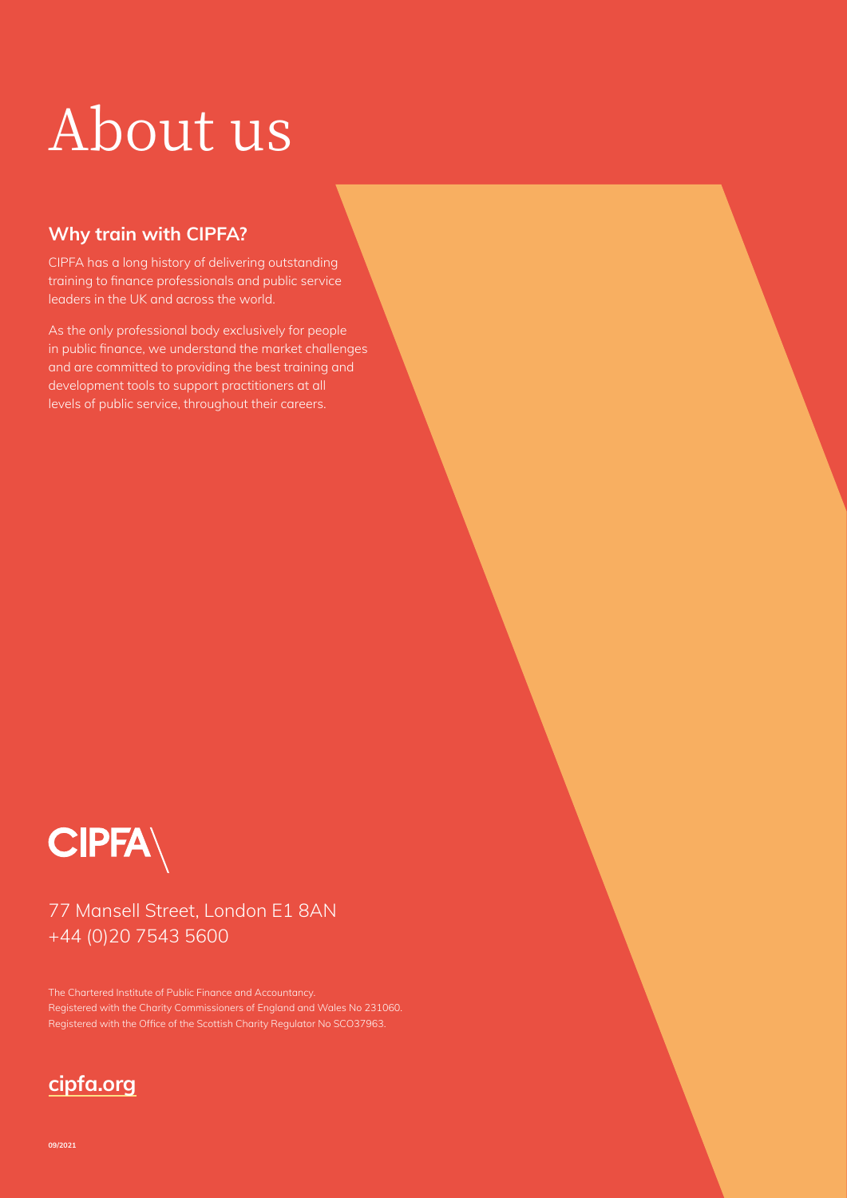# About us

## Why train with CIPFA?

CIPFA has a long history of delivering outstanding training to finance professionals and public service leaders in the UK and across the world.

As the only professional body exclusively for people in public finance, we understand the market challenges and are committed to providing the best training and development tools to support practitioners at all levels of public service, throughout their careers.

CIPFA\

77 Mansell Street, London E1 8AN
+44 (0)20 7543 5600

The Chartered Institute of Public Finance and Accountancy.
Registered with the Charity Commissioners of England and Wales No 231060.
Registered with the Office of the Scottish Charity Regulator No SCO37963.

**cipfa.org**

09/2021